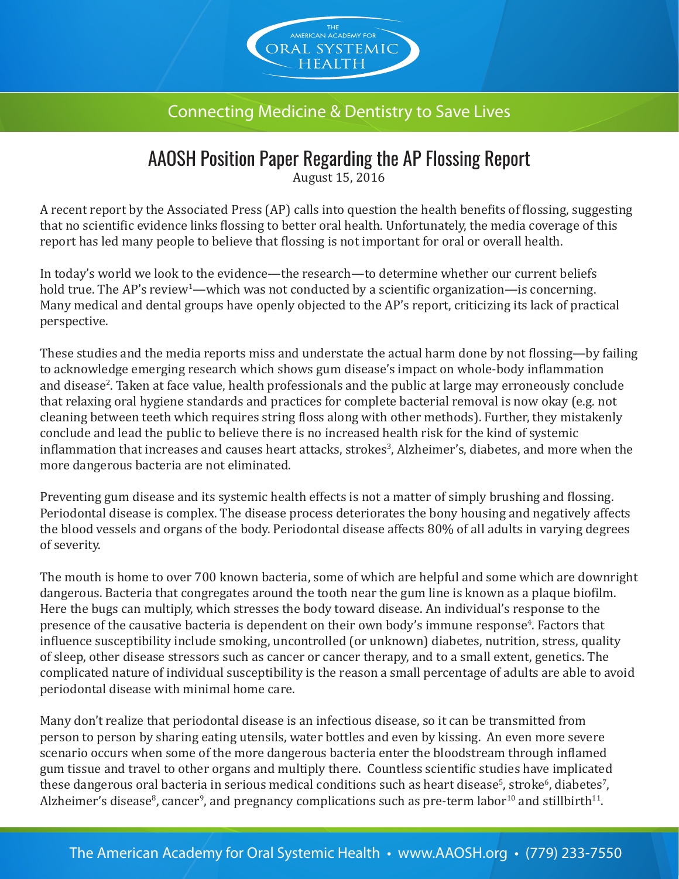THE AMERICAN ACADEMY FOR ORAL SYSTEMIC HEALTH

Connecting Medicine & Dentistry to Save Lives

# AAOSH Position Paper Regarding the AP Flossing Report

August 15, 2016

A recent report by the Associated Press (AP) calls into question the health benefits of flossing, suggesting that no scientific evidence links flossing to better oral health. Unfortunately, the media coverage of this report has led many people to believe that flossing is not important for oral or overall health.

In today's world we look to the evidence—the research—to determine whether our current beliefs hold true. The AP's review[1]—which was not conducted by a scientific organization—is concerning. Many medical and dental groups have openly objected to the AP's report, criticizing its lack of practical perspective.

These studies and the media reports miss and understate the actual harm done by not flossing—by failing to acknowledge emerging research which shows gum disease's impact on whole-body inflammation and disease[2]. Taken at face value, health professionals and the public at large may erroneously conclude that relaxing oral hygiene standards and practices for complete bacterial removal is now okay (e.g. not cleaning between teeth which requires string floss along with other methods). Further, they mistakenly conclude and lead the public to believe there is no increased health risk for the kind of systemic inflammation that increases and causes heart attacks, strokes[3], Alzheimer's, diabetes, and more when the more dangerous bacteria are not eliminated.

Preventing gum disease and its systemic health effects is not a matter of simply brushing and flossing. Periodontal disease is complex. The disease process deteriorates the bony housing and negatively affects the blood vessels and organs of the body. Periodontal disease affects 80% of all adults in varying degrees of severity.

The mouth is home to over 700 known bacteria, some of which are helpful and some which are downright dangerous. Bacteria that congregates around the tooth near the gum line is known as a plaque biofilm. Here the bugs can multiply, which stresses the body toward disease. An individual's response to the presence of the causative bacteria is dependent on their own body's immune response[4]. Factors that influence susceptibility include smoking, uncontrolled (or unknown) diabetes, nutrition, stress, quality of sleep, other disease stressors such as cancer or cancer therapy, and to a small extent, genetics. The complicated nature of individual susceptibility is the reason a small percentage of adults are able to avoid periodontal disease with minimal home care.

Many don't realize that periodontal disease is an infectious disease, so it can be transmitted from person to person by sharing eating utensils, water bottles and even by kissing. An even more severe scenario occurs when some of the more dangerous bacteria enter the bloodstream through inflamed gum tissue and travel to other organs and multiply there. Countless scientific studies have implicated these dangerous oral bacteria in serious medical conditions such as heart disease[5], stroke[6], diabetes[7], Alzheimer's disease[8], cancer[9], and pregnancy complications such as pre-term labor[10] and stillbirth[11].

The American Academy for Oral Systemic Health • www.AAOSH.org • (779) 233-7550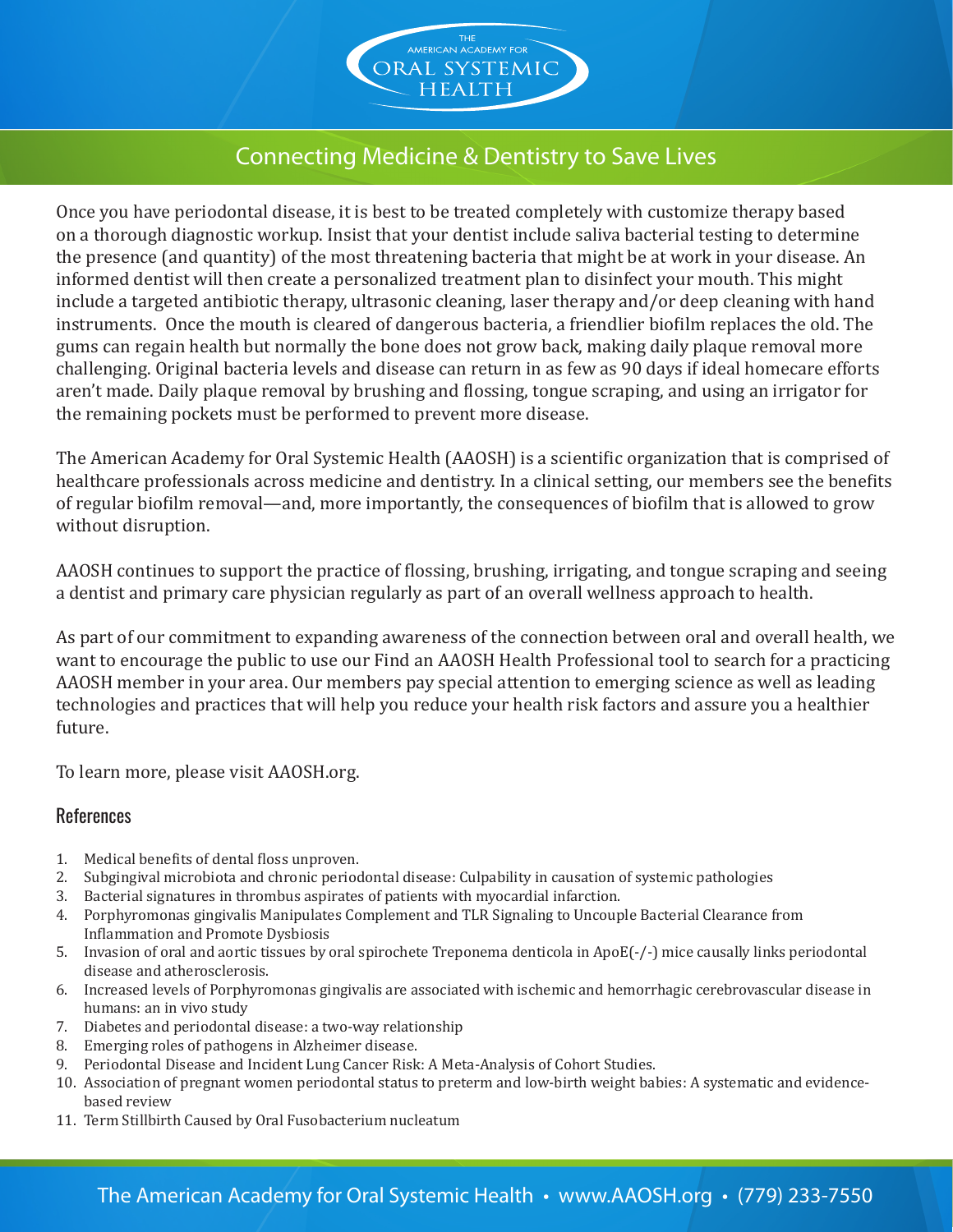Once you have periodontal disease, it is best to be treated completely with customize therapy based on a thorough diagnostic workup. Insist that your dentist include saliva bacterial testing to determine the presence (and quantity) of the most threatening bacteria that might be at work in your disease. An informed dentist will then create a personalized treatment plan to disinfect your mouth. This might include a targeted antibiotic therapy, ultrasonic cleaning, laser therapy and/or deep cleaning with hand instruments. Once the mouth is cleared of dangerous bacteria, a friendlier biofilm replaces the old. The gums can regain health but normally the bone does not grow back, making daily plaque removal more challenging. Original bacteria levels and disease can return in as few as 90 days if ideal homecare efforts aren't made. Daily plaque removal by brushing and flossing, tongue scraping, and using an irrigator for the remaining pockets must be performed to prevent more disease.

The American Academy for Oral Systemic Health (AAOSH) is a scientific organization that is comprised of healthcare professionals across medicine and dentistry. In a clinical setting, our members see the benefits of regular biofilm removal—and, more importantly, the consequences of biofilm that is allowed to grow without disruption.

AAOSH continues to support the practice of flossing, brushing, irrigating, and tongue scraping and seeing a dentist and primary care physician regularly as part of an overall wellness approach to health.

As part of our commitment to expanding awareness of the connection between oral and overall health, we want to encourage the public to use our Find an AAOSH Health Professional tool to search for a practicing AAOSH member in your area. Our members pay special attention to emerging science as well as leading technologies and practices that will help you reduce your health risk factors and assure you a healthier future.

To learn more, please visit AAOSH.org.

## References

1. Medical benefits of dental floss unproven.
2. Subgingival microbiota and chronic periodontal disease: Culpability in causation of systemic pathologies
3. Bacterial signatures in thrombus aspirates of patients with myocardial infarction.
4. Porphyromonas gingivalis Manipulates Complement and TLR Signaling to Uncouple Bacterial Clearance from Inflammation and Promote Dysbiosis
5. Invasion of oral and aortic tissues by oral spirochete Treponema denticola in ApoE(-/-) mice causally links periodontal disease and atherosclerosis.
6. Increased levels of Porphyromonas gingivalis are associated with ischemic and hemorrhagic cerebrovascular disease in humans: an in vivo study
7. Diabetes and periodontal disease: a two-way relationship
8. Emerging roles of pathogens in Alzheimer disease.
9. Periodontal Disease and Incident Lung Cancer Risk: A Meta-Analysis of Cohort Studies.
10. Association of pregnant women periodontal status to preterm and low-birth weight babies: A systematic and evidence-based review
11. Term Stillbirth Caused by Oral Fusobacterium nucleatum